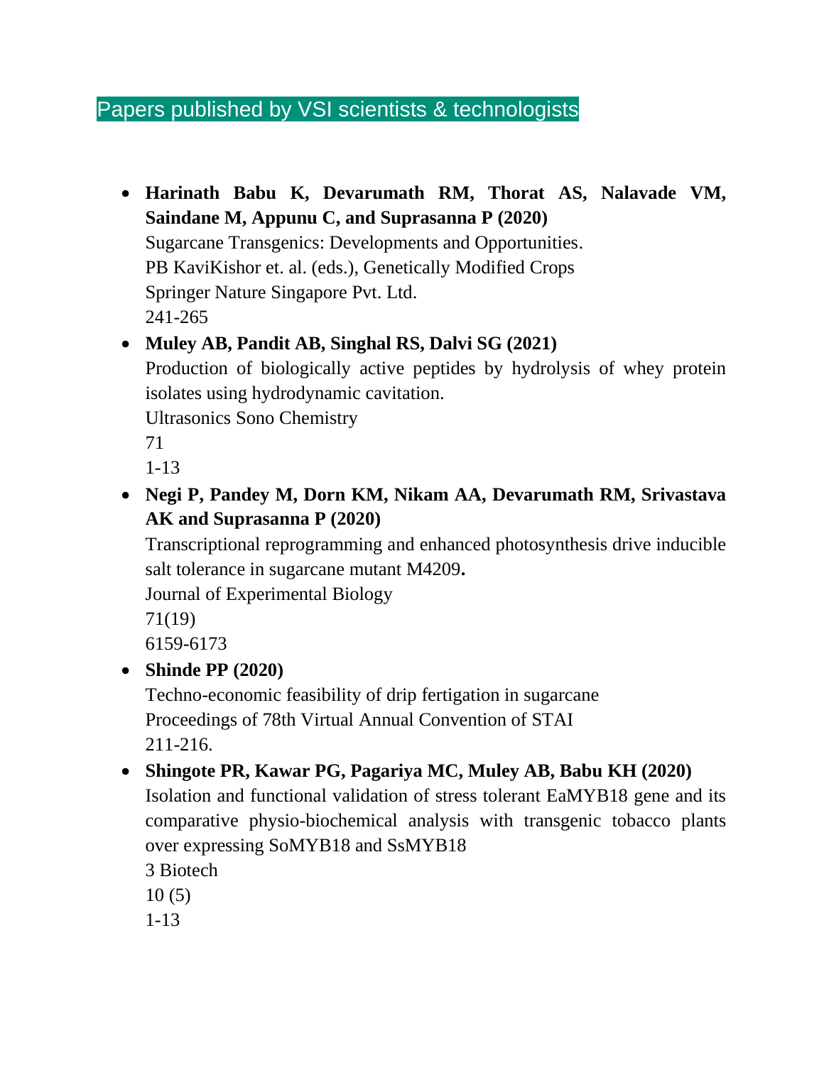## Papers published by VSI scientists & technologists

- **Harinath Babu K, Devarumath RM, Thorat AS, Nalavade VM, Saindane M, Appunu C, and Suprasanna P (2020)**
  Sugarcane Transgenics: Developments and Opportunities.
  PB KaviKishor et. al. (eds.), Genetically Modified Crops
  Springer Nature Singapore Pvt. Ltd.
  241-265
- **Muley AB, Pandit AB, Singhal RS, Dalvi SG (2021)**
  Production of biologically active peptides by hydrolysis of whey protein isolates using hydrodynamic cavitation.
  Ultrasonics Sono Chemistry
  71
  1-13
- **Negi P, Pandey M, Dorn KM, Nikam AA, Devarumath RM, Srivastava AK and Suprasanna P (2020)**
  Transcriptional reprogramming and enhanced photosynthesis drive inducible salt tolerance in sugarcane mutant M4209**.**
  Journal of Experimental Biology
  71(19)
  6159-6173
- **Shinde PP (2020)**
  Techno-economic feasibility of drip fertigation in sugarcane
  Proceedings of 78th Virtual Annual Convention of STAI
  211-216.
- **Shingote PR, Kawar PG, Pagariya MC, Muley AB, Babu KH (2020)**
  Isolation and functional validation of stress tolerant EaMYB18 gene and its comparative physio-biochemical analysis with transgenic tobacco plants over expressing SoMYB18 and SsMYB18
  3 Biotech
  10 (5)
  1-13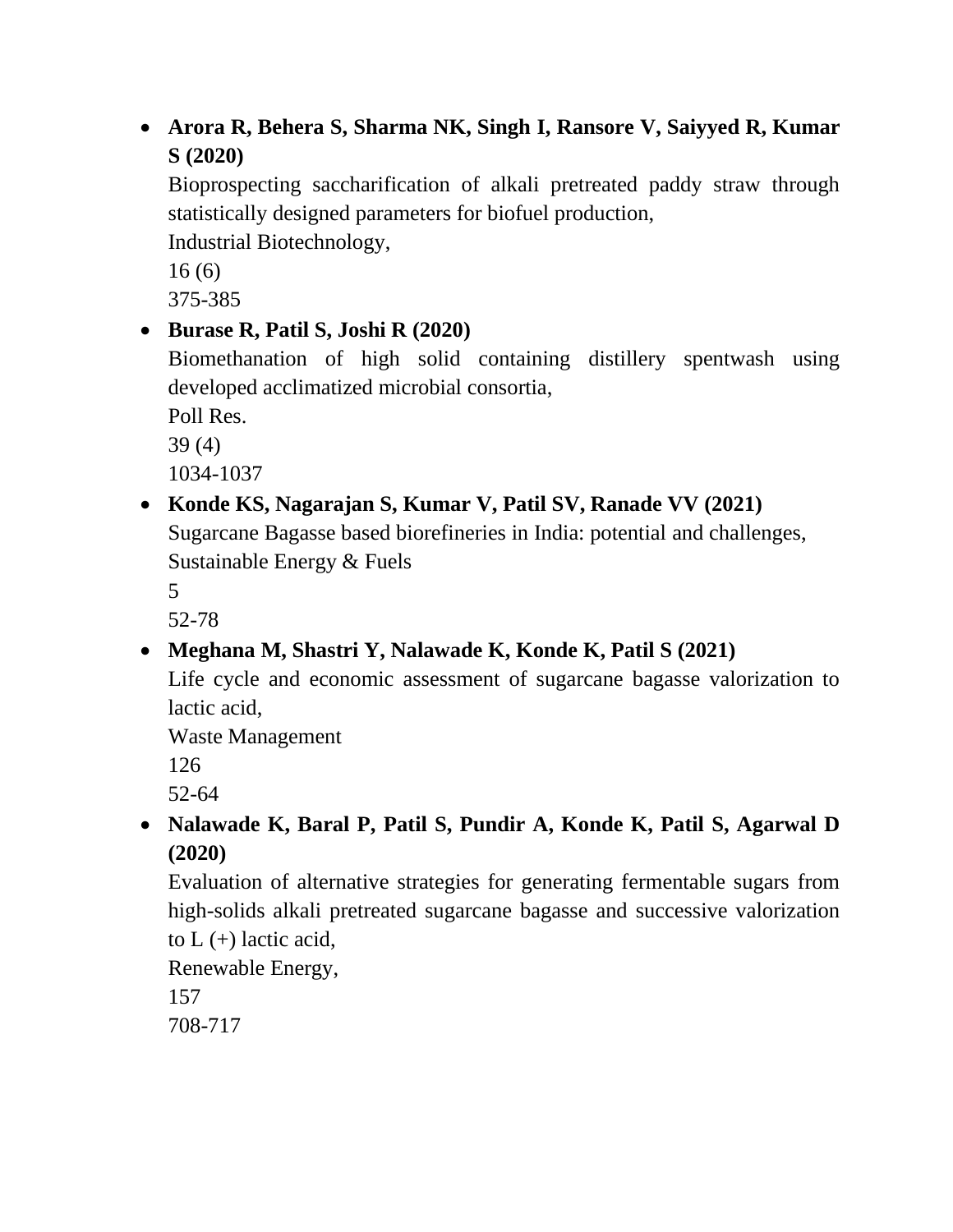- **Arora R, Behera S, Sharma NK, Singh I, Ransore V, Saiyyed R, Kumar S (2020)**
  Bioprospecting saccharification of alkali pretreated paddy straw through statistically designed parameters for biofuel production,
  Industrial Biotechnology,
  16 (6)
  375-385

- **Burase R, Patil S, Joshi R (2020)**
  Biomethanation of high solid containing distillery spentwash using developed acclimatized microbial consortia,
  Poll Res.
  39 (4)
  1034-1037

- **Konde KS, Nagarajan S, Kumar V, Patil SV, Ranade VV (2021)**
  Sugarcane Bagasse based biorefineries in India: potential and challenges,
  Sustainable Energy & Fuels
  5
  52-78

- **Meghana M, Shastri Y, Nalawade K, Konde K, Patil S (2021)**
  Life cycle and economic assessment of sugarcane bagasse valorization to lactic acid,
  Waste Management
  126
  52-64

- **Nalawade K, Baral P, Patil S, Pundir A, Konde K, Patil S, Agarwal D (2020)**
  Evaluation of alternative strategies for generating fermentable sugars from high-solids alkali pretreated sugarcane bagasse and successive valorization to L (+) lactic acid,
  Renewable Energy,
  157
  708-717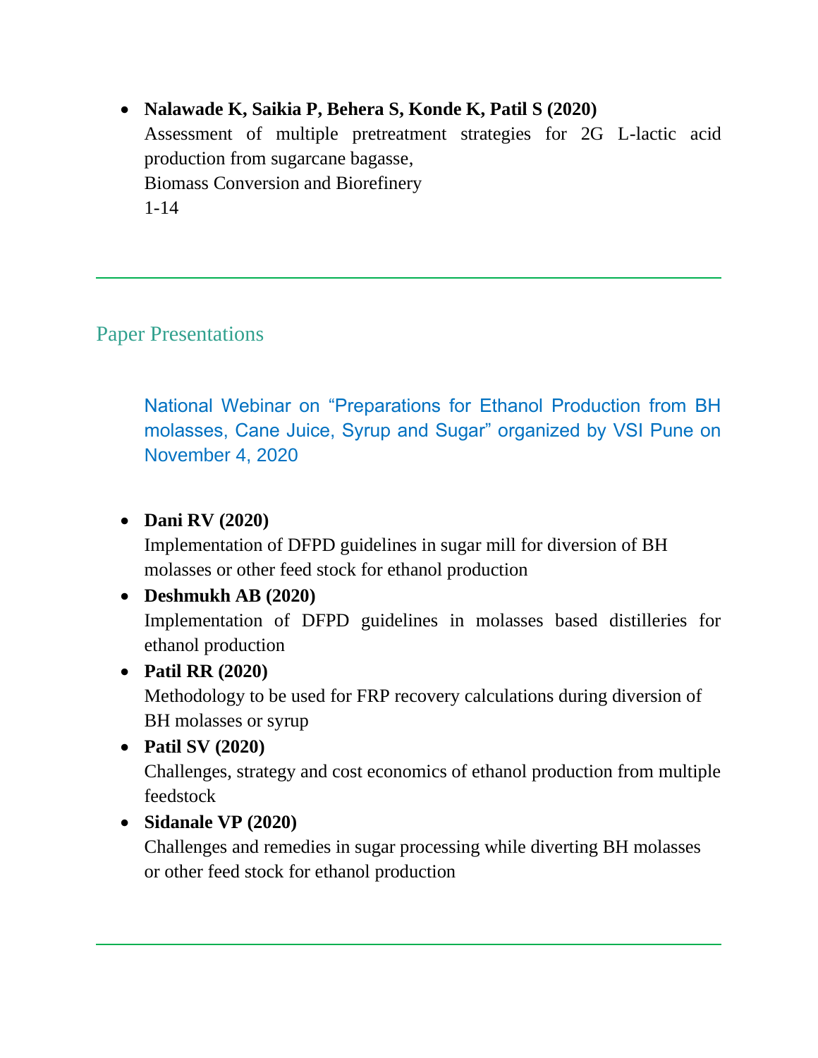- **Nalawade K, Saikia P, Behera S, Konde K, Patil S (2020)**
  Assessment of multiple pretreatment strategies for 2G L-lactic acid production from sugarcane bagasse,
  Biomass Conversion and Biorefinery
  1-14

---

## Paper Presentations

### National Webinar on "Preparations for Ethanol Production from BH molasses, Cane Juice, Syrup and Sugar" organized by VSI Pune on November 4, 2020

- **Dani RV (2020)**
  Implementation of DFPD guidelines in sugar mill for diversion of BH molasses or other feed stock for ethanol production
- **Deshmukh AB (2020)**
  Implementation of DFPD guidelines in molasses based distilleries for ethanol production
- **Patil RR (2020)**
  Methodology to be used for FRP recovery calculations during diversion of BH molasses or syrup
- **Patil SV (2020)**
  Challenges, strategy and cost economics of ethanol production from multiple feedstock
- **Sidanale VP (2020)**
  Challenges and remedies in sugar processing while diverting BH molasses or other feed stock for ethanol production

---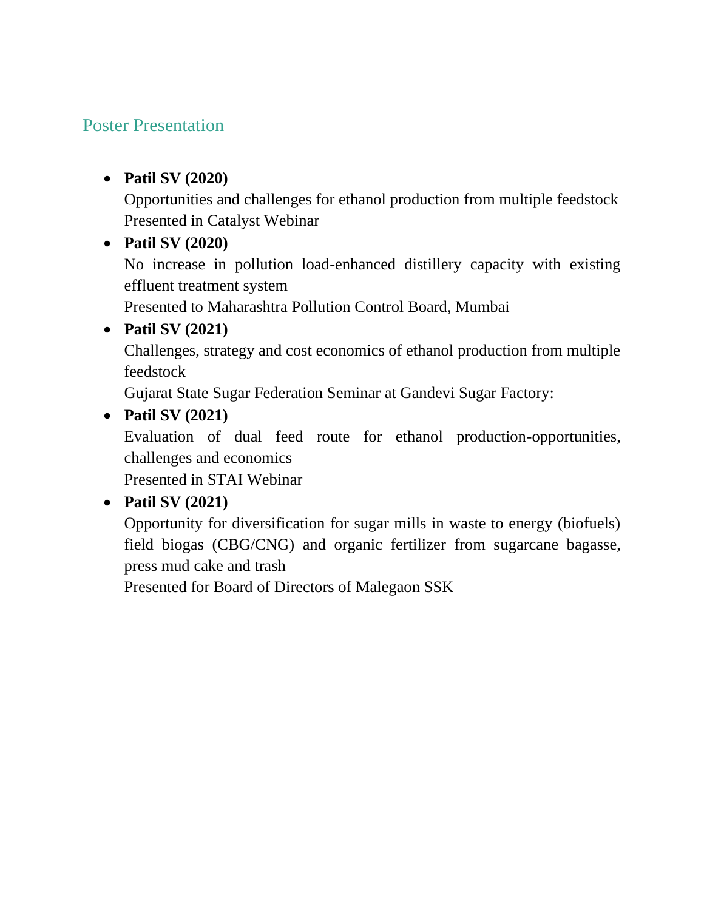## Poster Presentation

- **Patil SV (2020)**
  Opportunities and challenges for ethanol production from multiple feedstock
  Presented in Catalyst Webinar
- **Patil SV (2020)**
  No increase in pollution load-enhanced distillery capacity with existing effluent treatment system
  Presented to Maharashtra Pollution Control Board, Mumbai
- **Patil SV (2021)**
  Challenges, strategy and cost economics of ethanol production from multiple feedstock
  Gujarat State Sugar Federation Seminar at Gandevi Sugar Factory:
- **Patil SV (2021)**
  Evaluation of dual feed route for ethanol production-opportunities, challenges and economics
  Presented in STAI Webinar
- **Patil SV (2021)**
  Opportunity for diversification for sugar mills in waste to energy (biofuels) field biogas (CBG/CNG) and organic fertilizer from sugarcane bagasse, press mud cake and trash
  Presented for Board of Directors of Malegaon SSK